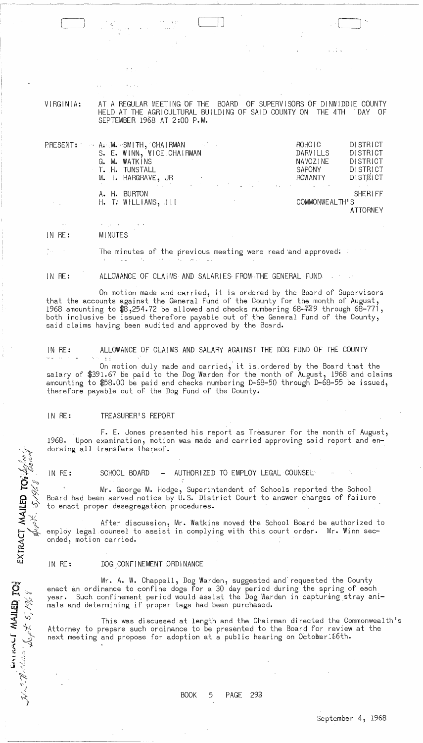VIRGINIA: AT A REGULAR MEETING OF THE BOARD OF SUPERVISORS OF DINWIDDIE COUNTY HELD AT THE AGRICULTURAL BUILDING OF SAID COUNTY ON THE 4TH DAY OF SEPTEMBER 1968 AT 2:00 P.M.

| PRESENT: | | | |
|---|---|---|---|
| | A. M. SMITH, CHAIRMAN | ROHOIC | DISTRICT |
| | S. E. WINN, VICE CHAIRMAN | DARVILLS | DISTRICT |
| | G. M. WATKINS | NAMOZINE | DISTRICT |
| | T. H. TUNSTALL | SAPONY | DISTRICT |
| | M. I. HARGRAVE, JR | ROWANTY | DISTRICT |
| | A. H. BURTON | | SHERIFF |
| | H. T. WILLIAMS, III | COMMONWEALTH'S | ATTORNEY |

IN RE: MINUTES

The minutes of the previous meeting were read and approved.

IN RE: ALLOWANCE OF CLAIMS AND SALARIES FROM THE GENERAL FUND

On motion made and carried, it is ordered by the Board of Supervisors that the accounts against the General Fund of the County for the month of August, 1968 amounting to $8,254.72 be allowed and checks numbering 68-729 through 68-771, both inclusive be issued therefore payable out of the General Fund of the County, said claims having been audited and approved by the Board.

IN RE: ALLOWANCE OF CLAIMS AND SALARY AGAINST THE DOG FUND OF THE COUNTY

On motion duly made and carried, it is ordered by the Board that the salary of $391.67 be paid to the Dog Warden for the month of August, 1968 and claims amounting to $58.00 be paid and checks numbering D-68-50 through D-68-55 be issued, therefore payable out of the Dog Fund of the County.

IN RE: TREASURER'S REPORT

F. E. Jones presented his report as Treasurer for the month of August, 1968. Upon examination, motion was made and carried approving said report and endorsing all transfers thereof.

IN RE: SCHOOL BOARD - AUTHORIZED TO EMPLOY LEGAL COUNSEL

EXTRACT MAILED TO: School Board Sept. 5, 1968

Mr. George M. Hodge, Superintendent of Schools reported the School Board had been served notice by U.S. District Court to answer charges of failure to enact proper desegregation procedures.

After discussion, Mr. Watkins moved the School Board be authorized to employ legal counsel to assist in complying with this court order. Mr. Winn seconded, motion carried.

IN RE: DOG CONFINEMENT ORDINANCE

EXTRACT MAILED TO: H. T. Williams Sept. 5, 1968

Mr. A. W. Chappell, Dog Warden, suggested and requested the County enact an ordinance to confine dogs for a 30 day period during the spring of each year. Such confinement period would assist the Dog Warden in capturing stray animals and determining if proper tags had been purchased.

This was discussed at length and the Chairman directed the Commonwealth's Attorney to prepare such ordinance to be presented to the Board for review at the next meeting and propose for adoption at a public hearing on October 16th.

BOOK 5 PAGE 293

September 4, 1968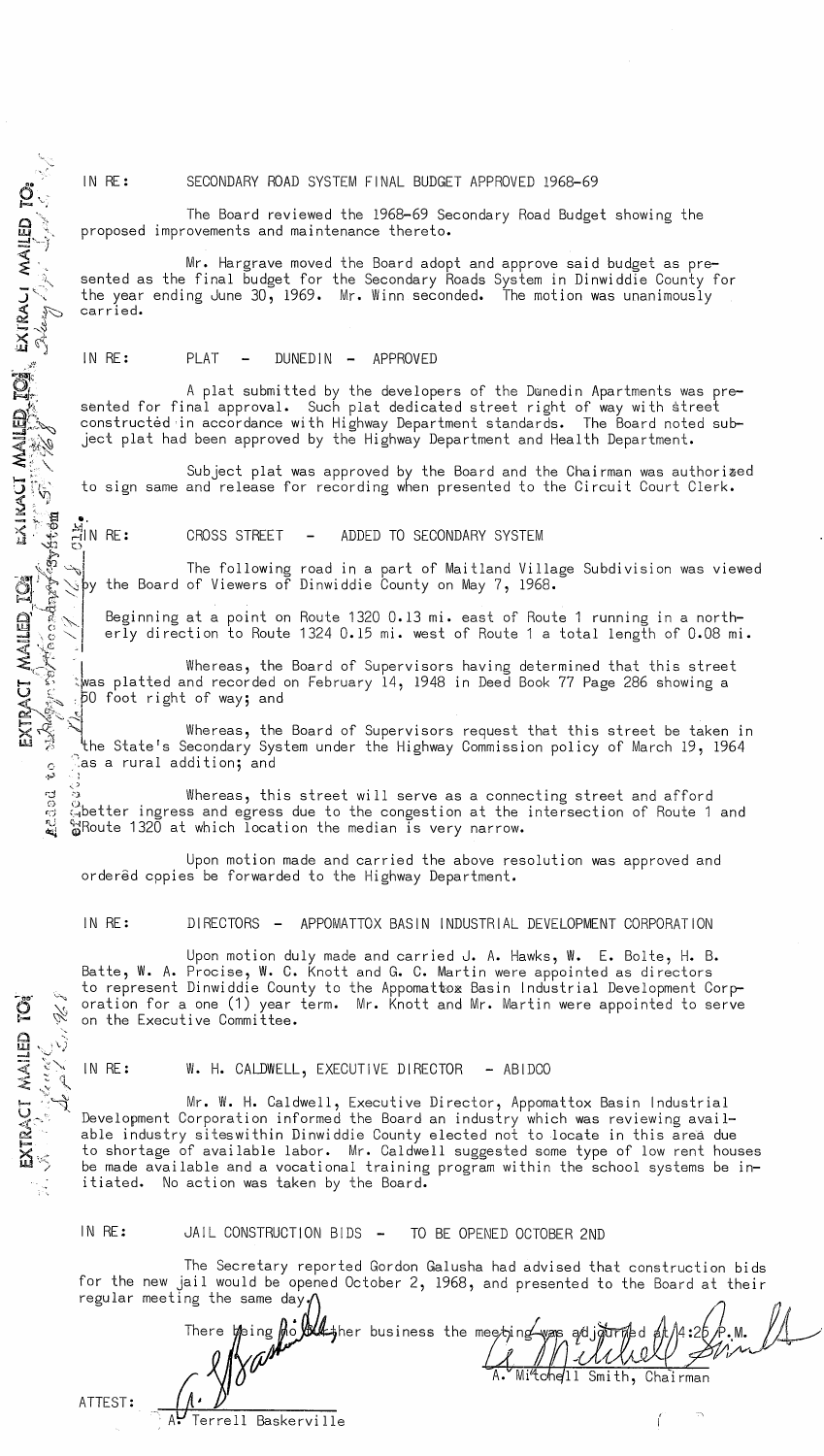IN RE: SECONDARY ROAD SYSTEM FINAL BUDGET APPROVED 1968-69

The Board reviewed the 1968-69 Secondary Road Budget showing the proposed improvements and maintenance thereto.

Mr. Hargrave moved the Board adopt and approve said budget as presented as the final budget for the Secondary Roads System in Dinwiddie County for the year ending June 30, 1969. Mr. Winn seconded. The motion was unanimously carried.

IN RE: PLAT - DUNEDIN - APPROVED

A plat submitted by the developers of the Dunedin Apartments was presented for final approval. Such plat dedicated street right of way with street constructed in accordance with Highway Department standards. The Board noted subject plat had been approved by the Highway Department and Health Department.

Subject plat was approved by the Board and the Chairman was authorized to sign same and release for recording when presented to the Circuit Court Clerk.

IN RE: CROSS STREET - ADDED TO SECONDARY SYSTEM

The following road in a part of Maitland Village Subdivision was viewed by the Board of Viewers of Dinwiddie County on May 7, 1968.

Beginning at a point on Route 1320 0.13 mi. east of Route 1 running in a northerly direction to Route 1324 0.15 mi. west of Route 1 a total length of 0.08 mi.

Whereas, the Board of Supervisors having determined that this street was platted and recorded on February 14, 1948 in Deed Book 77 Page 286 showing a 50 foot right of way; and

Whereas, the Board of Supervisors request that this street be taken in the State's Secondary System under the Highway Commission policy of March 19, 1964 as a rural addition; and

Whereas, this street will serve as a connecting street and afford better ingress and egress due to the congestion at the intersection of Route 1 and Route 1320 at which location the median is very narrow.

Upon motion made and carried the above resolution was approved and ordered copies be forwarded to the Highway Department.

IN RE: DIRECTORS - APPOMATTOX BASIN INDUSTRIAL DEVELOPMENT CORPORATION

Upon motion duly made and carried J. A. Hawks, W. E. Bolte, H. B. Batte, W. A. Procise, W. C. Knott and G. C. Martin were appointed as directors to represent Dinwiddie County to the Appomattox Basin Industrial Development Corporation for a one (1) year term. Mr. Knott and Mr. Martin were appointed to serve on the Executive Committee.

IN RE: W. H. CALDWELL, EXECUTIVE DIRECTOR - ABIDCO

Mr. W. H. Caldwell, Executive Director, Appomattox Basin Industrial Development Corporation informed the Board an industry which was reviewing available industry sites within Dinwiddie County elected not to locate in this area due to shortage of available labor. Mr. Caldwell suggested some type of low rent houses be made available and a vocational training program within the school systems be initiated. No action was taken by the Board.

IN RE: JAIL CONSTRUCTION BIDS - TO BE OPENED OCTOBER 2ND

The Secretary reported Gordon Galusha had advised that construction bids for the new jail would be opened October 2, 1968, and presented to the Board at their regular meeting the same day.

There being no further business the meeting was adjourned at 4:25 P.M.

A. Mitchell Smith, Chairman

ATTEST:

A. Terrell Baskerville